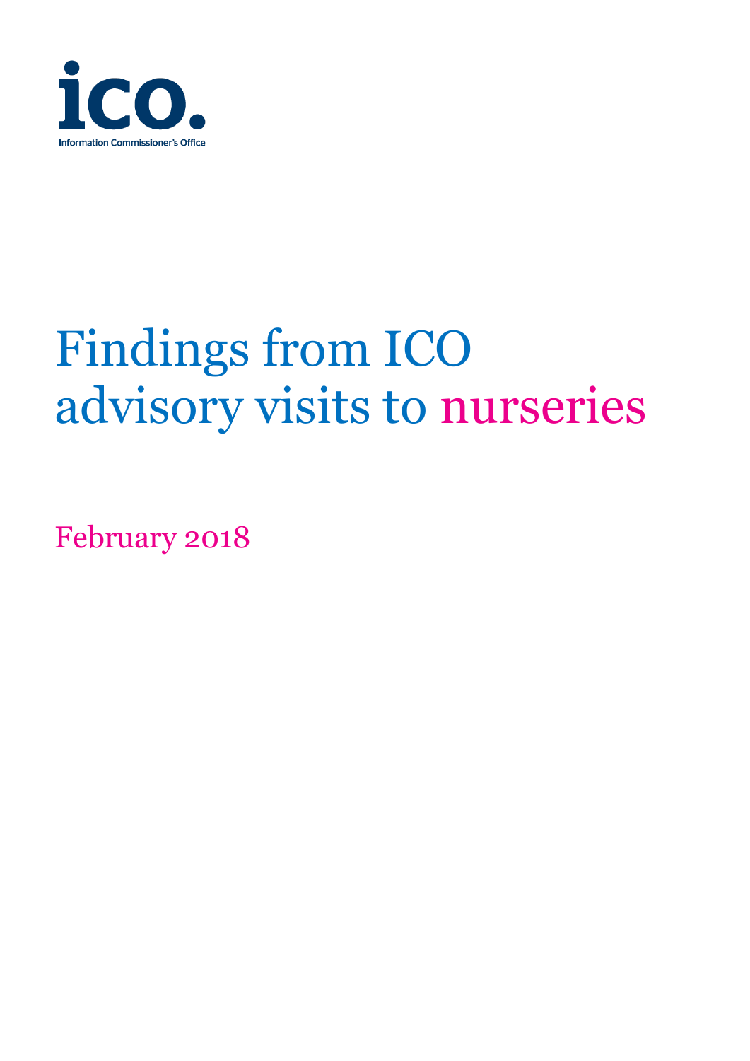ico.

Information Commissioner's Office

# Findings from ICO advisory visits to nurseries

February 2018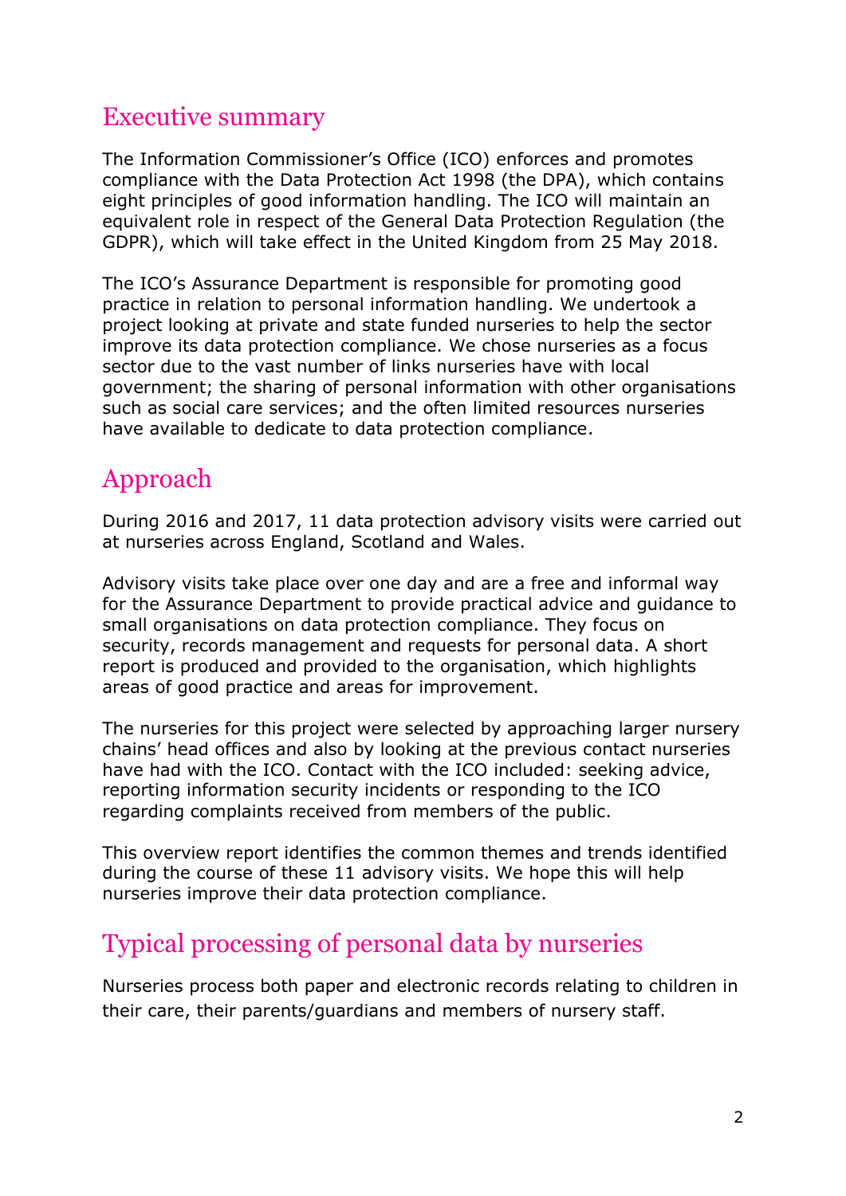## Executive summary

The Information Commissioner's Office (ICO) enforces and promotes compliance with the Data Protection Act 1998 (the DPA), which contains eight principles of good information handling. The ICO will maintain an equivalent role in respect of the General Data Protection Regulation (the GDPR), which will take effect in the United Kingdom from 25 May 2018.

The ICO's Assurance Department is responsible for promoting good practice in relation to personal information handling. We undertook a project looking at private and state funded nurseries to help the sector improve its data protection compliance. We chose nurseries as a focus sector due to the vast number of links nurseries have with local government; the sharing of personal information with other organisations such as social care services; and the often limited resources nurseries have available to dedicate to data protection compliance.

## Approach

During 2016 and 2017, 11 data protection advisory visits were carried out at nurseries across England, Scotland and Wales.

Advisory visits take place over one day and are a free and informal way for the Assurance Department to provide practical advice and guidance to small organisations on data protection compliance. They focus on security, records management and requests for personal data. A short report is produced and provided to the organisation, which highlights areas of good practice and areas for improvement.

The nurseries for this project were selected by approaching larger nursery chains' head offices and also by looking at the previous contact nurseries have had with the ICO. Contact with the ICO included: seeking advice, reporting information security incidents or responding to the ICO regarding complaints received from members of the public.

This overview report identifies the common themes and trends identified during the course of these 11 advisory visits. We hope this will help nurseries improve their data protection compliance.

## Typical processing of personal data by nurseries

Nurseries process both paper and electronic records relating to children in their care, their parents/guardians and members of nursery staff.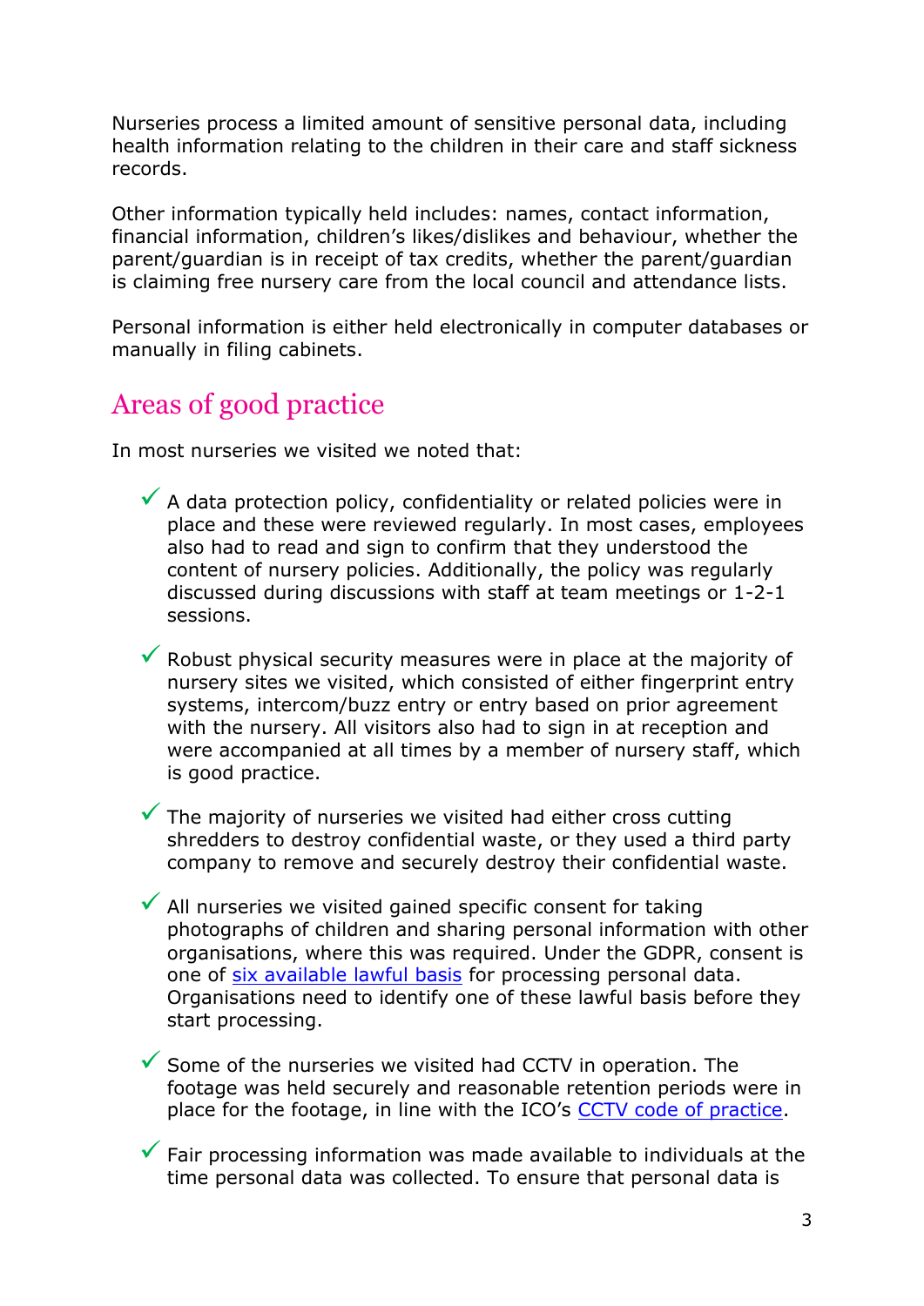Nurseries process a limited amount of sensitive personal data, including health information relating to the children in their care and staff sickness records.

Other information typically held includes: names, contact information, financial information, children's likes/dislikes and behaviour, whether the parent/guardian is in receipt of tax credits, whether the parent/guardian is claiming free nursery care from the local council and attendance lists.

Personal information is either held electronically in computer databases or manually in filing cabinets.

## Areas of good practice

In most nurseries we visited we noted that:

- ✓ A data protection policy, confidentiality or related policies were in place and these were reviewed regularly. In most cases, employees also had to read and sign to confirm that they understood the content of nursery policies. Additionally, the policy was regularly discussed during discussions with staff at team meetings or 1-2-1 sessions.

- ✓ Robust physical security measures were in place at the majority of nursery sites we visited, which consisted of either fingerprint entry systems, intercom/buzz entry or entry based on prior agreement with the nursery. All visitors also had to sign in at reception and were accompanied at all times by a member of nursery staff, which is good practice.

- ✓ The majority of nurseries we visited had either cross cutting shredders to destroy confidential waste, or they used a third party company to remove and securely destroy their confidential waste.

- ✓ All nurseries we visited gained specific consent for taking photographs of children and sharing personal information with other organisations, where this was required. Under the GDPR, consent is one of six available lawful basis for processing personal data. Organisations need to identify one of these lawful basis before they start processing.

- ✓ Some of the nurseries we visited had CCTV in operation. The footage was held securely and reasonable retention periods were in place for the footage, in line with the ICO's CCTV code of practice.

- ✓ Fair processing information was made available to individuals at the time personal data was collected. To ensure that personal data is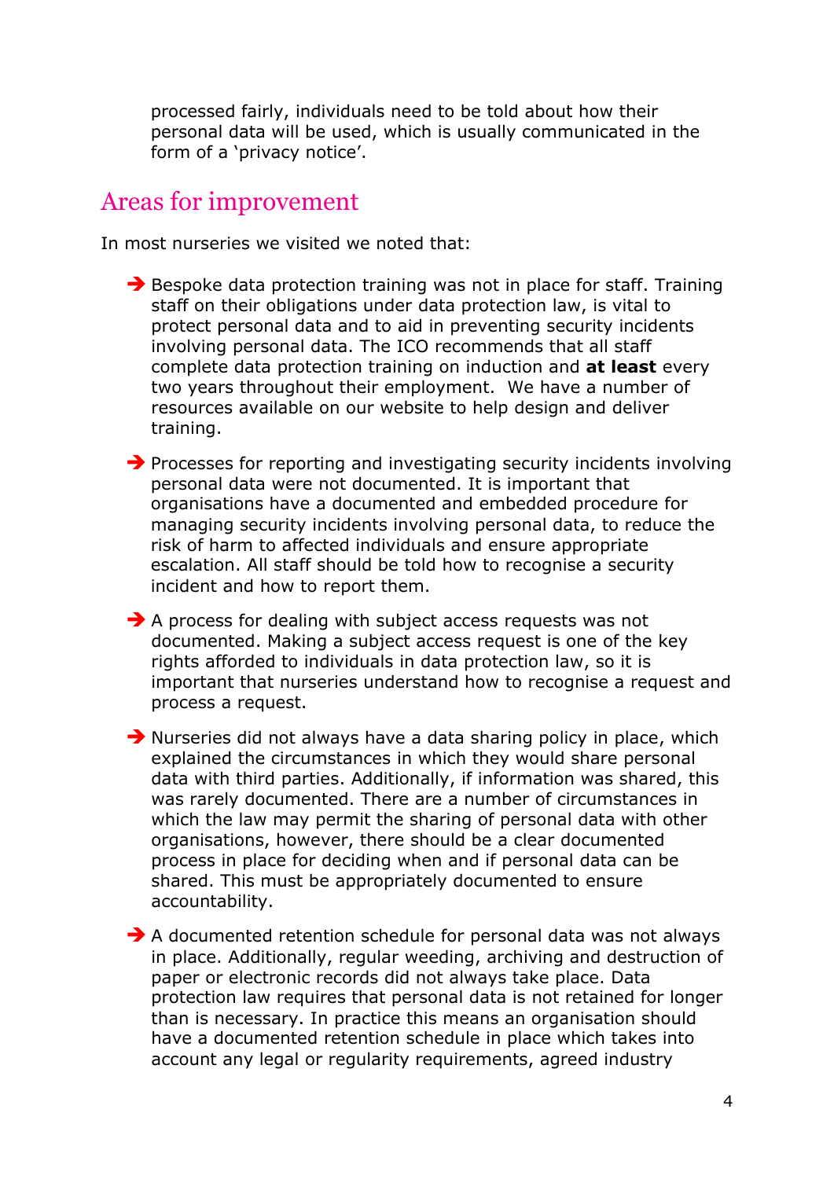processed fairly, individuals need to be told about how their personal data will be used, which is usually communicated in the form of a 'privacy notice'.

## Areas for improvement

In most nurseries we visited we noted that:

- Bespoke data protection training was not in place for staff. Training staff on their obligations under data protection law, is vital to protect personal data and to aid in preventing security incidents involving personal data. The ICO recommends that all staff complete data protection training on induction and **at least** every two years throughout their employment. We have a number of resources available on our website to help design and deliver training.

- Processes for reporting and investigating security incidents involving personal data were not documented. It is important that organisations have a documented and embedded procedure for managing security incidents involving personal data, to reduce the risk of harm to affected individuals and ensure appropriate escalation. All staff should be told how to recognise a security incident and how to report them.

- A process for dealing with subject access requests was not documented. Making a subject access request is one of the key rights afforded to individuals in data protection law, so it is important that nurseries understand how to recognise a request and process a request.

- Nurseries did not always have a data sharing policy in place, which explained the circumstances in which they would share personal data with third parties. Additionally, if information was shared, this was rarely documented. There are a number of circumstances in which the law may permit the sharing of personal data with other organisations, however, there should be a clear documented process in place for deciding when and if personal data can be shared. This must be appropriately documented to ensure accountability.

- A documented retention schedule for personal data was not always in place. Additionally, regular weeding, archiving and destruction of paper or electronic records did not always take place. Data protection law requires that personal data is not retained for longer than is necessary. In practice this means an organisation should have a documented retention schedule in place which takes into account any legal or regularity requirements, agreed industry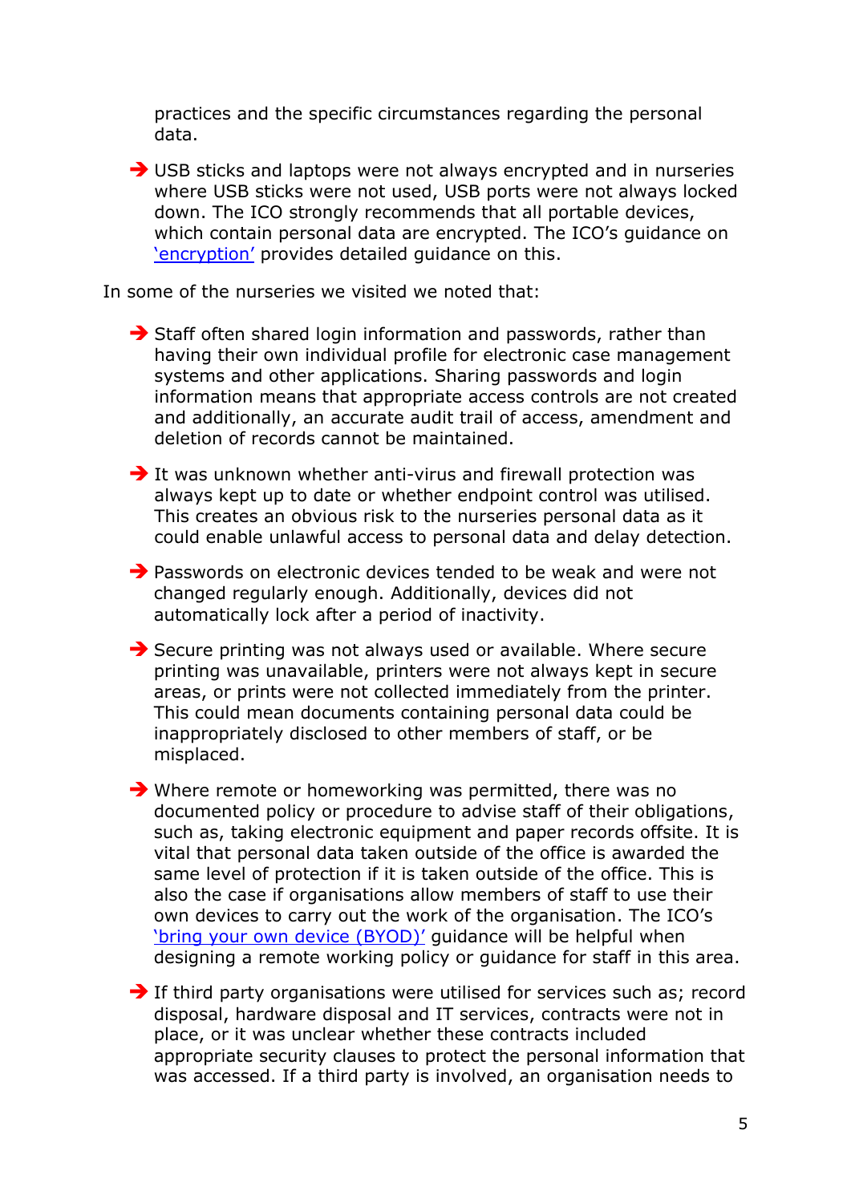practices and the specific circumstances regarding the personal data.

- USB sticks and laptops were not always encrypted and in nurseries where USB sticks were not used, USB ports were not always locked down. The ICO strongly recommends that all portable devices, which contain personal data are encrypted. The ICO's guidance on 'encryption' provides detailed guidance on this.

In some of the nurseries we visited we noted that:

- Staff often shared login information and passwords, rather than having their own individual profile for electronic case management systems and other applications. Sharing passwords and login information means that appropriate access controls are not created and additionally, an accurate audit trail of access, amendment and deletion of records cannot be maintained.

- It was unknown whether anti-virus and firewall protection was always kept up to date or whether endpoint control was utilised. This creates an obvious risk to the nurseries personal data as it could enable unlawful access to personal data and delay detection.

- Passwords on electronic devices tended to be weak and were not changed regularly enough. Additionally, devices did not automatically lock after a period of inactivity.

- Secure printing was not always used or available. Where secure printing was unavailable, printers were not always kept in secure areas, or prints were not collected immediately from the printer. This could mean documents containing personal data could be inappropriately disclosed to other members of staff, or be misplaced.

- Where remote or homeworking was permitted, there was no documented policy or procedure to advise staff of their obligations, such as, taking electronic equipment and paper records offsite. It is vital that personal data taken outside of the office is awarded the same level of protection if it is taken outside of the office. This is also the case if organisations allow members of staff to use their own devices to carry out the work of the organisation. The ICO's 'bring your own device (BYOD)' guidance will be helpful when designing a remote working policy or guidance for staff in this area.

- If third party organisations were utilised for services such as; record disposal, hardware disposal and IT services, contracts were not in place, or it was unclear whether these contracts included appropriate security clauses to protect the personal information that was accessed. If a third party is involved, an organisation needs to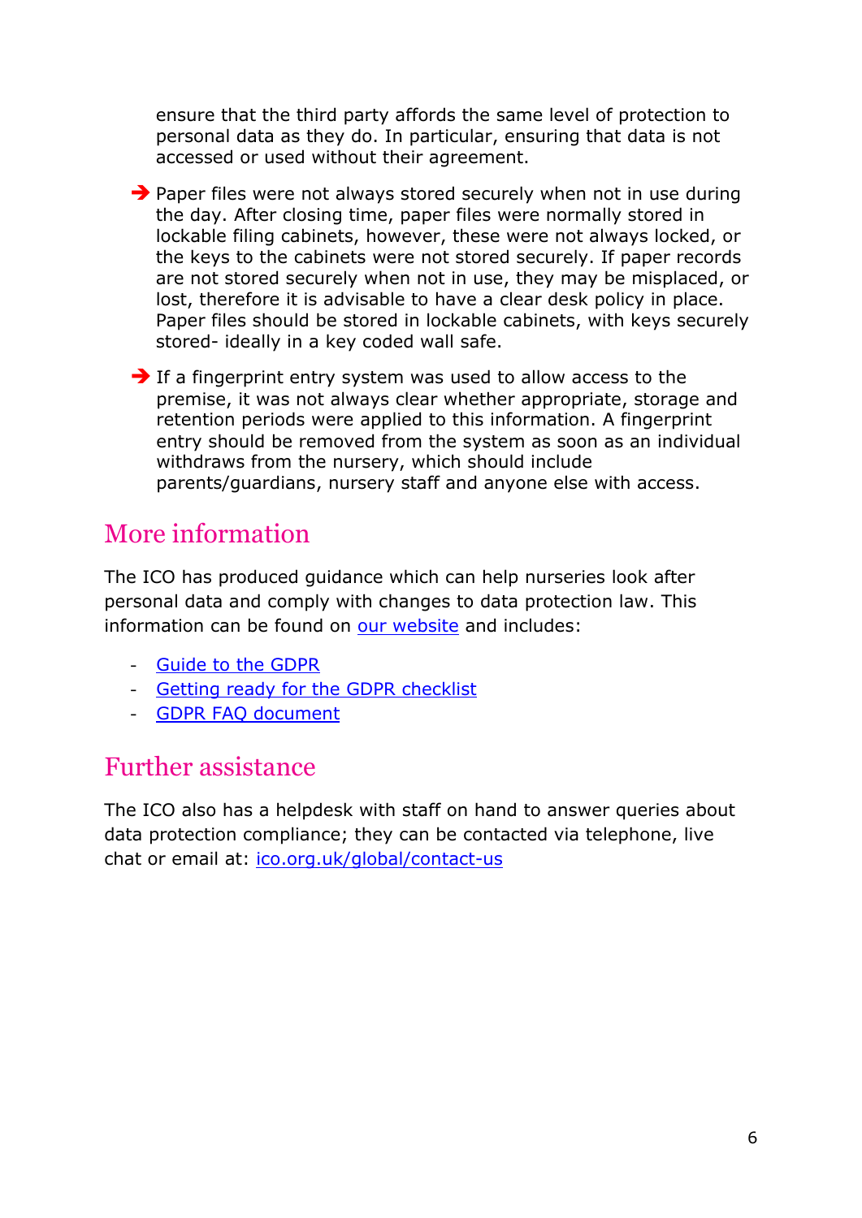ensure that the third party affords the same level of protection to personal data as they do. In particular, ensuring that data is not accessed or used without their agreement.

- Paper files were not always stored securely when not in use during the day. After closing time, paper files were normally stored in lockable filing cabinets, however, these were not always locked, or the keys to the cabinets were not stored securely. If paper records are not stored securely when not in use, they may be misplaced, or lost, therefore it is advisable to have a clear desk policy in place. Paper files should be stored in lockable cabinets, with keys securely stored- ideally in a key coded wall safe.

- If a fingerprint entry system was used to allow access to the premise, it was not always clear whether appropriate, storage and retention periods were applied to this information. A fingerprint entry should be removed from the system as soon as an individual withdraws from the nursery, which should include parents/guardians, nursery staff and anyone else with access.

## More information

The ICO has produced guidance which can help nurseries look after personal data and comply with changes to data protection law. This information can be found on [our website]() and includes:

- [Guide to the GDPR]()
- [Getting ready for the GDPR checklist]()
- [GDPR FAQ document]()

## Further assistance

The ICO also has a helpdesk with staff on hand to answer queries about data protection compliance; they can be contacted via telephone, live chat or email at: [ico.org.uk/global/contact-us]()